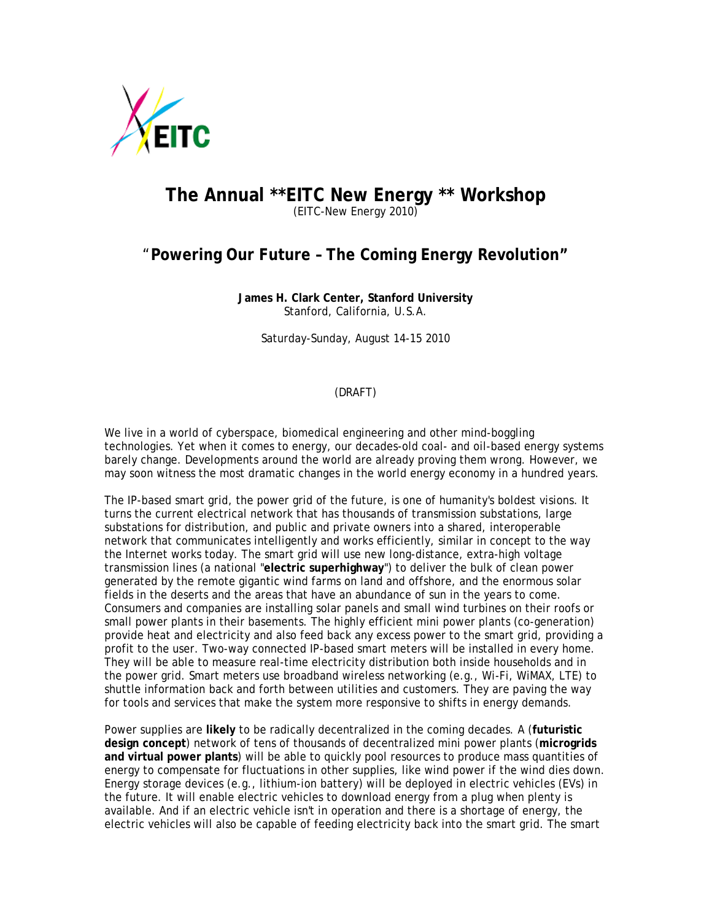EITC

# The Annual **EITC New Energy ** Workshop

(EITC-New Energy 2010)

## "**Powering Our Future – The Coming Energy Revolution"**

**James H. Clark Center, Stanford University**
Stanford, California, U.S.A.

Saturday-Sunday, August 14-15 2010

(DRAFT)

We live in a world of cyberspace, biomedical engineering and other mind-boggling technologies. Yet when it comes to energy, our decades-old coal- and oil-based energy systems barely change. Developments around the world are already proving them wrong. However, we may soon witness the most dramatic changes in the world energy economy in a hundred years.

The IP-based smart grid, the power grid of the future, is one of humanity's boldest visions. It turns the current electrical network that has thousands of transmission substations, large substations for distribution, and public and private owners into a shared, interoperable network that communicates intelligently and works efficiently, similar in concept to the way the Internet works today. The smart grid will use new long-distance, extra-high voltage transmission lines (a national "**electric superhighway**") to deliver the bulk of clean power generated by the remote gigantic wind farms on land and offshore, and the enormous solar fields in the deserts and the areas that have an abundance of sun in the years to come. Consumers and companies are installing solar panels and small wind turbines on their roofs or small power plants in their basements. The highly efficient mini power plants (co-generation) provide heat and electricity and also feed back any excess power to the smart grid, providing a profit to the user. Two-way connected IP-based smart meters will be installed in every home. They will be able to measure real-time electricity distribution both inside households and in the power grid. Smart meters use broadband wireless networking (e.g., Wi-Fi, WiMAX, LTE) to shuttle information back and forth between utilities and customers. They are paving the way for tools and services that make the system more responsive to shifts in energy demands.

Power supplies are **likely** to be radically decentralized in the coming decades. A (**futuristic design concept**) network of tens of thousands of decentralized mini power plants (**microgrids and virtual power plants**) will be able to quickly pool resources to produce mass quantities of energy to compensate for fluctuations in other supplies, like wind power if the wind dies down. Energy storage devices (e.g., lithium-ion battery) will be deployed in electric vehicles (EVs) in the future. It will enable electric vehicles to download energy from a plug when plenty is available. And if an electric vehicle isn't in operation and there is a shortage of energy, the electric vehicles will also be capable of feeding electricity back into the smart grid. The smart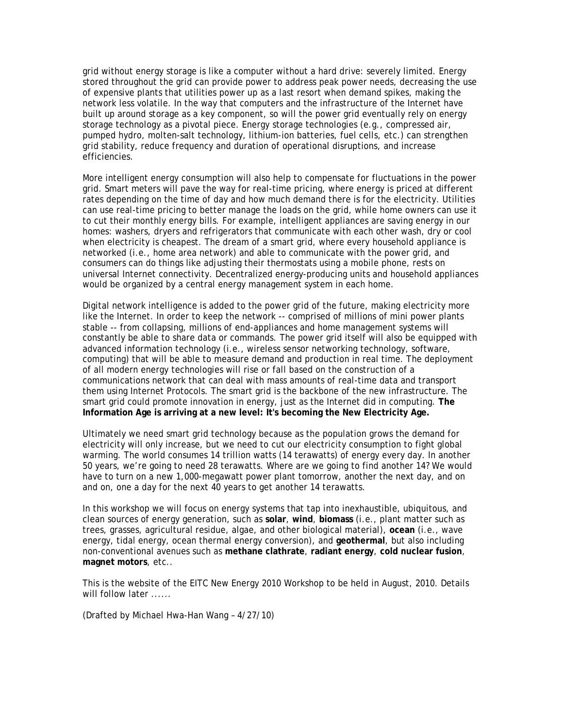grid without energy storage is like a computer without a hard drive: severely limited. Energy stored throughout the grid can provide power to address peak power needs, decreasing the use of expensive plants that utilities power up as a last resort when demand spikes, making the network less volatile. In the way that computers and the infrastructure of the Internet have built up around storage as a key component, so will the power grid eventually rely on energy storage technology as a pivotal piece. Energy storage technologies (e.g., compressed air, pumped hydro, molten-salt technology, lithium-ion batteries, fuel cells, etc.) can strengthen grid stability, reduce frequency and duration of operational disruptions, and increase efficiencies.

More intelligent energy consumption will also help to compensate for fluctuations in the power grid. Smart meters will pave the way for real-time pricing, where energy is priced at different rates depending on the time of day and how much demand there is for the electricity. Utilities can use real-time pricing to better manage the loads on the grid, while home owners can use it to cut their monthly energy bills. For example, intelligent appliances are saving energy in our homes: washers, dryers and refrigerators that communicate with each other wash, dry or cool when electricity is cheapest. The dream of a smart grid, where every household appliance is networked (i.e., home area network) and able to communicate with the power grid, and consumers can do things like adjusting their thermostats using a mobile phone, rests on universal Internet connectivity. Decentralized energy-producing units and household appliances would be organized by a central energy management system in each home.

Digital network intelligence is added to the power grid of the future, making electricity more like the Internet. In order to keep the network -- comprised of millions of mini power plants stable -- from collapsing, millions of end-appliances and home management systems will constantly be able to share data or commands. The power grid itself will also be equipped with advanced information technology (i.e., wireless sensor networking technology, software, computing) that will be able to measure demand and production in real time. The deployment of all modern energy technologies will rise or fall based on the construction of a communications network that can deal with mass amounts of real-time data and transport them using Internet Protocols. The smart grid is the backbone of the new infrastructure. The smart grid could promote innovation in energy, just as the Internet did in computing. **The Information Age is arriving at a new level: It's becoming the New Electricity Age.**

Ultimately we need smart grid technology because as the population grows the demand for electricity will only increase, but we need to cut our electricity consumption to fight global warming. The world consumes 14 trillion watts (14 terawatts) of energy every day. In another 50 years, we're going to need 28 terawatts. Where are we going to find another 14? We would have to turn on a new 1,000-megawatt power plant tomorrow, another the next day, and on and on, one a day for the next 40 years to get another 14 terawatts.

In this workshop we will focus on energy systems that tap into inexhaustible, ubiquitous, and clean sources of energy generation, such as **solar**, **wind**, **biomass** (i.e., plant matter such as trees, grasses, agricultural residue, algae, and other biological material), **ocean** (i.e., wave energy, tidal energy, ocean thermal energy conversion), and **geothermal**, but also including non-conventional avenues such as **methane clathrate**, **radiant energy**, **cold nuclear fusion**, **magnet motors**, etc..

This is the website of the EITC New Energy 2010 Workshop to be held in August, 2010. Details will follow later ......

(Drafted by Michael Hwa-Han Wang – 4/27/10)